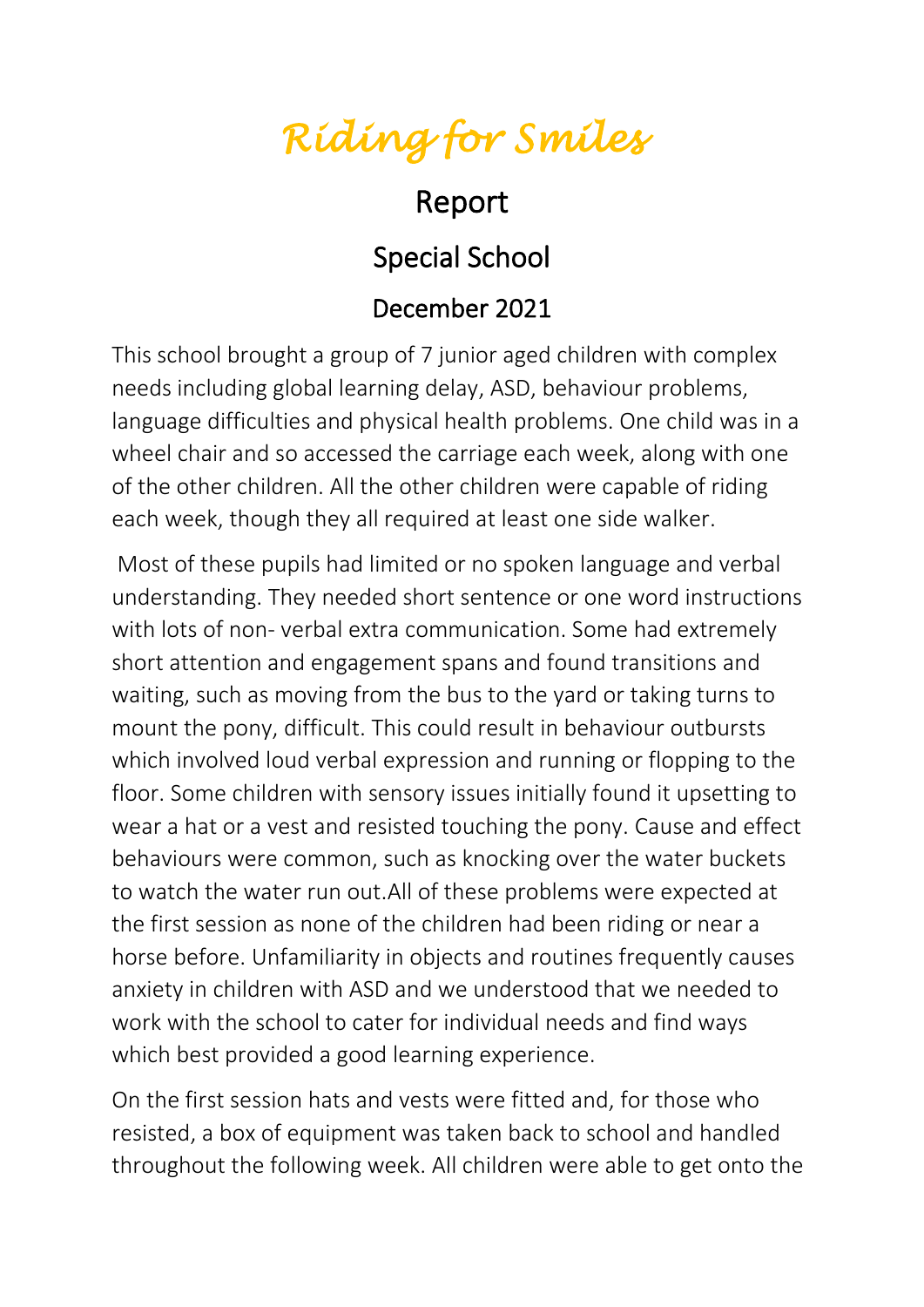# *Riding for Smiles*

## Report

## Special School

## December 2021

This school brought a group of 7 junior aged children with complex needs including global learning delay, ASD, behaviour problems, language difficulties and physical health problems. One child was in a wheel chair and so accessed the carriage each week, along with one of the other children. All the other children were capable of riding each week, though they all required at least one side walker.

Most of these pupils had limited or no spoken language and verbal understanding. They needed short sentence or one word instructions with lots of non- verbal extra communication. Some had extremely short attention and engagement spans and found transitions and waiting, such as moving from the bus to the yard or taking turns to mount the pony, difficult. This could result in behaviour outbursts which involved loud verbal expression and running or flopping to the floor. Some children with sensory issues initially found it upsetting to wear a hat or a vest and resisted touching the pony. Cause and effect behaviours were common, such as knocking over the water buckets to watch the water run out.All of these problems were expected at the first session as none of the children had been riding or near a horse before. Unfamiliarity in objects and routines frequently causes anxiety in children with ASD and we understood that we needed to work with the school to cater for individual needs and find ways which best provided a good learning experience.

On the first session hats and vests were fitted and, for those who resisted, a box of equipment was taken back to school and handled throughout the following week. All children were able to get onto the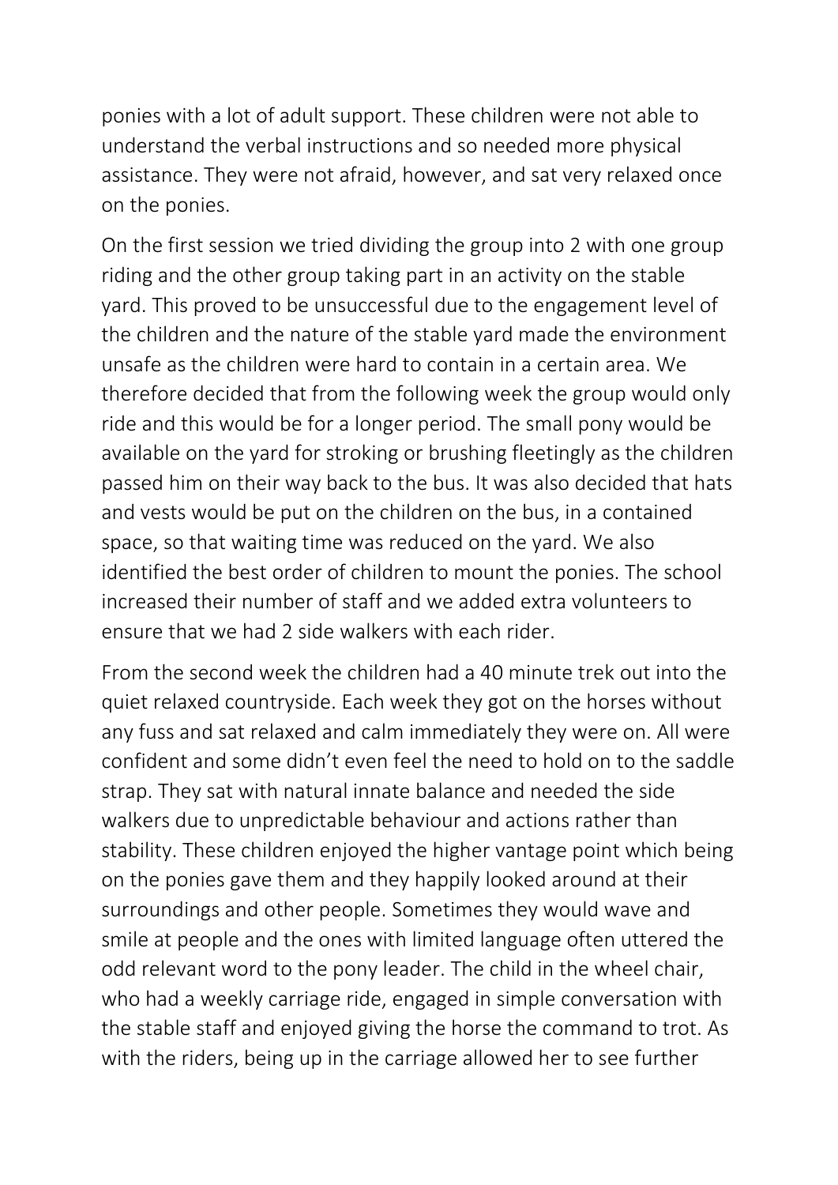ponies with a lot of adult support. These children were not able to understand the verbal instructions and so needed more physical assistance. They were not afraid, however, and sat very relaxed once on the ponies.

On the first session we tried dividing the group into 2 with one group riding and the other group taking part in an activity on the stable yard. This proved to be unsuccessful due to the engagement level of the children and the nature of the stable yard made the environment unsafe as the children were hard to contain in a certain area. We therefore decided that from the following week the group would only ride and this would be for a longer period. The small pony would be available on the yard for stroking or brushing fleetingly as the children passed him on their way back to the bus. It was also decided that hats and vests would be put on the children on the bus, in a contained space, so that waiting time was reduced on the yard. We also identified the best order of children to mount the ponies. The school increased their number of staff and we added extra volunteers to ensure that we had 2 side walkers with each rider.

From the second week the children had a 40 minute trek out into the quiet relaxed countryside. Each week they got on the horses without any fuss and sat relaxed and calm immediately they were on. All were confident and some didn't even feel the need to hold on to the saddle strap. They sat with natural innate balance and needed the side walkers due to unpredictable behaviour and actions rather than stability. These children enjoyed the higher vantage point which being on the ponies gave them and they happily looked around at their surroundings and other people. Sometimes they would wave and smile at people and the ones with limited language often uttered the odd relevant word to the pony leader. The child in the wheel chair, who had a weekly carriage ride, engaged in simple conversation with the stable staff and enjoyed giving the horse the command to trot. As with the riders, being up in the carriage allowed her to see further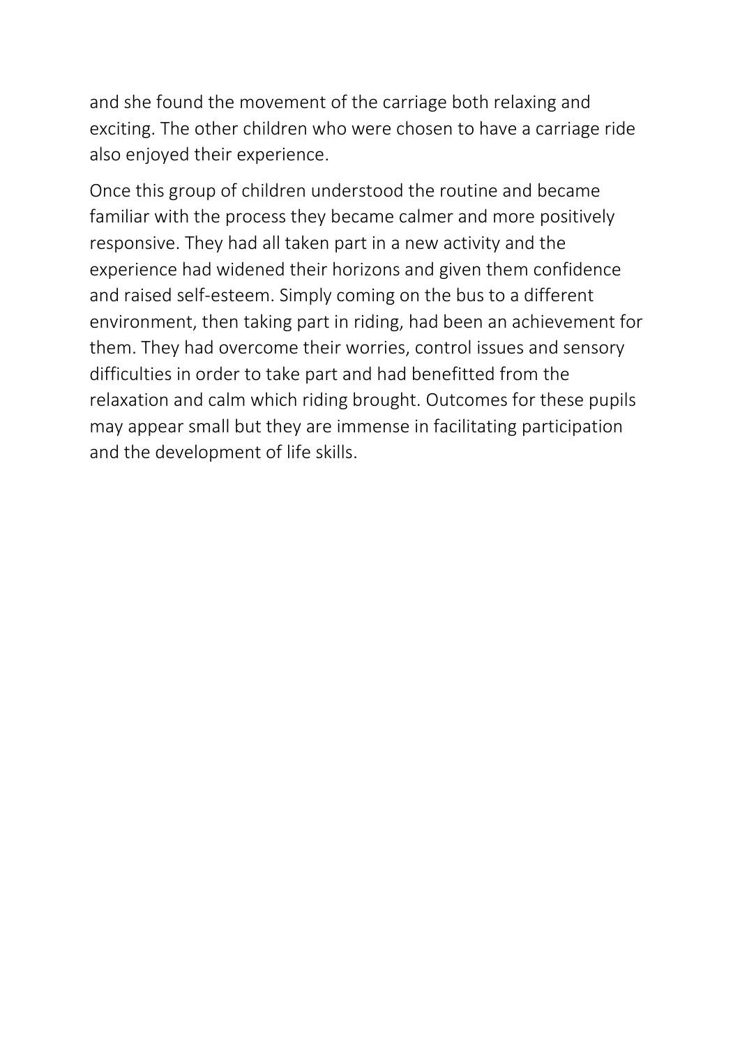and she found the movement of the carriage both relaxing and exciting. The other children who were chosen to have a carriage ride also enjoyed their experience.

Once this group of children understood the routine and became familiar with the process they became calmer and more positively responsive. They had all taken part in a new activity and the experience had widened their horizons and given them confidence and raised self-esteem. Simply coming on the bus to a different environment, then taking part in riding, had been an achievement for them. They had overcome their worries, control issues and sensory difficulties in order to take part and had benefitted from the relaxation and calm which riding brought. Outcomes for these pupils may appear small but they are immense in facilitating participation and the development of life skills.